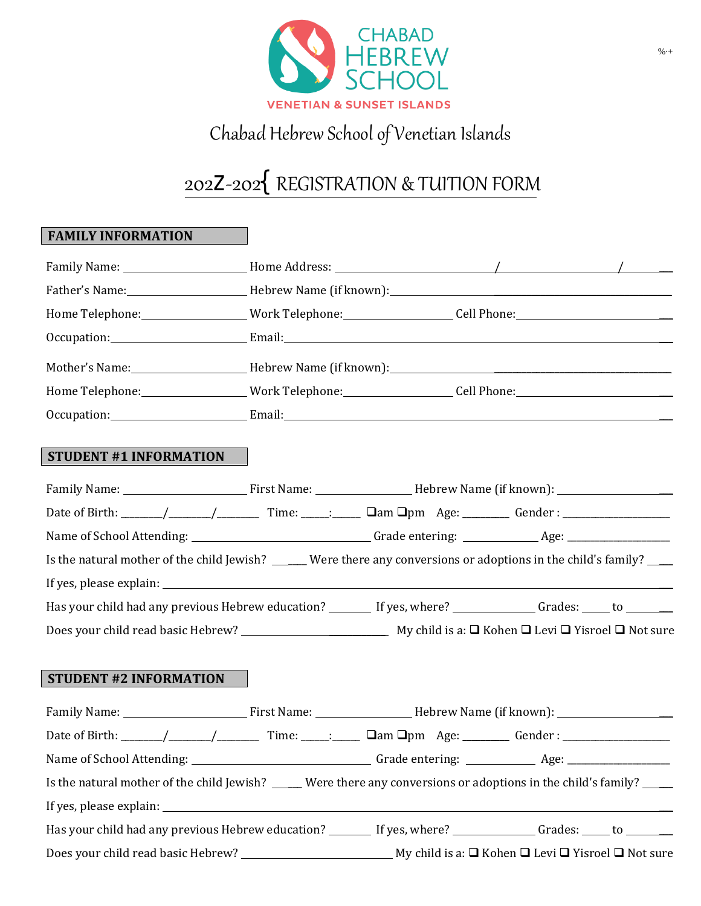CHABAD HEBREW SCHOOL

VENETIAN & SUNSET ISLANDS

%·+

# Chabad Hebrew School of Venetian Islands

## 202Z-202{ REGISTRATION & TUITION FORM

### FAMILY INFORMATION

Family Name: ____________________ Home Address: __________________________/____________________/________

Father's Name:____________________ Hebrew Name (if known):________________________________________

Home Telephone:________________ Work Telephone:_________________ Cell Phone:__________________________

Occupation:______________________ Email:__________________________________________________________

Mother's Name:___________________ Hebrew Name (if known):________________________________________

Home Telephone:________________ Work Telephone:_________________ Cell Phone:__________________________

Occupation:______________________ Email:__________________________________________________________

### STUDENT #1 INFORMATION

Family Name: ____________________ First Name: _______________ Hebrew Name (if known): ___________________

Date of Birth: _______/_______/_______ Time: _____:_____ ❑am ❑pm Age: ________ Gender : ___________________

Name of School Attending: ______________________________ Grade entering: ____________ Age: __________________

Is the natural mother of the child Jewish? ______ Were there any conversions or adoptions in the child's family? _____

If yes, please explain: ______________________________________________________________________________

Has your child had any previous Hebrew education? _______ If yes, where? ______________ Grades: _____ to ________

Does your child read basic Hebrew? ___________________________ My child is a: ❑ Kohen ❑ Levi ❑ Yisroel ❑ Not sure

### STUDENT #2 INFORMATION

Family Name: ____________________ First Name: _______________ Hebrew Name (if known): ___________________

Date of Birth: _______/_______/_______ Time: _____:_____ ❑am ❑pm Age: ________ Gender : ___________________

Name of School Attending: ______________________________ Grade entering: ____________ Age: __________________

Is the natural mother of the child Jewish? _____ Were there any conversions or adoptions in the child's family? _____

If yes, please explain: ______________________________________________________________________________

Has your child had any previous Hebrew education? _______ If yes, where? ______________ Grades: _____ to ________

Does your child read basic Hebrew? _________________________ My child is a: ❑ Kohen ❑ Levi ❑ Yisroel ❑ Not sure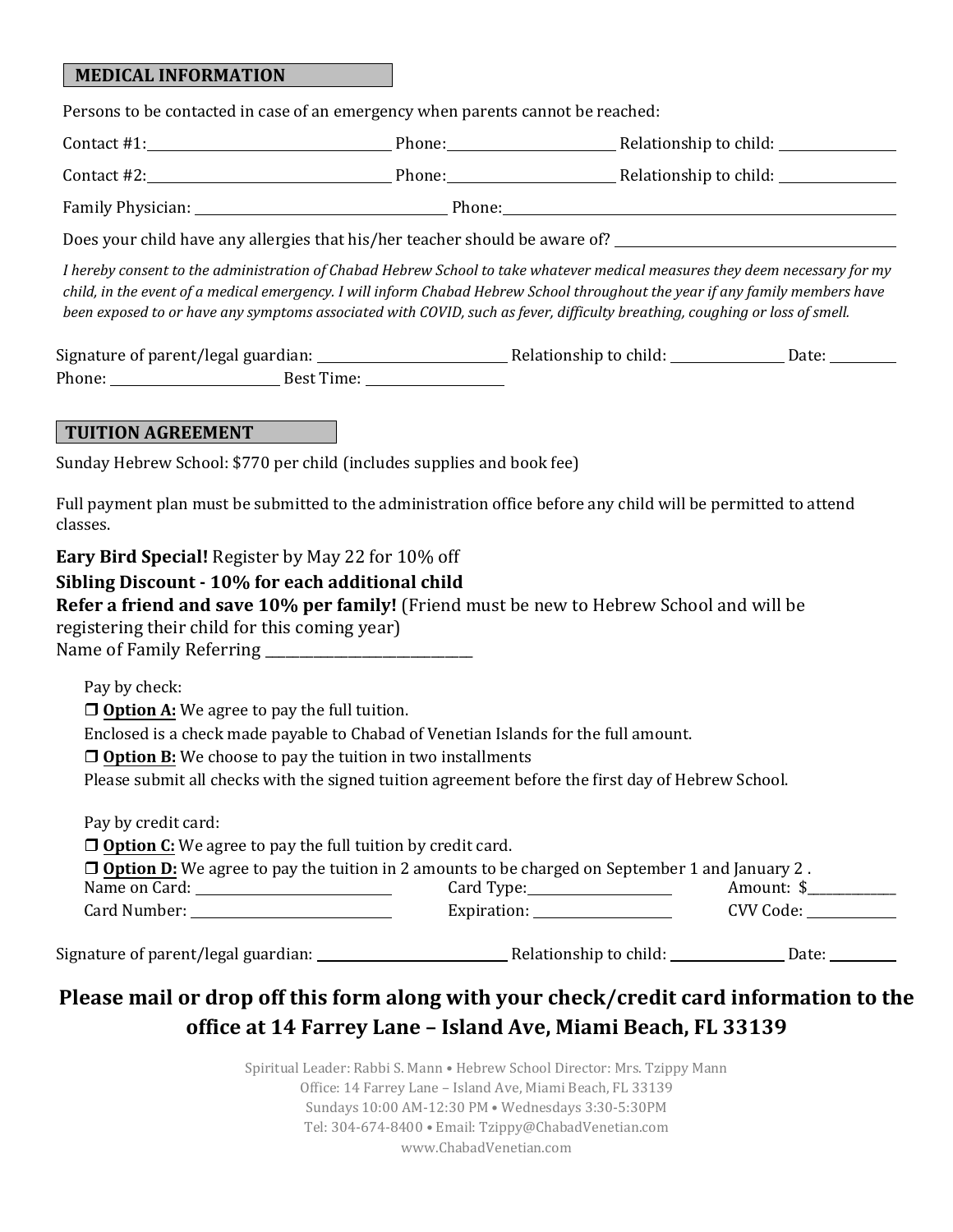## MEDICAL INFORMATION

Persons to be contacted in case of an emergency when parents cannot be reached:

Contact #1:________________________ Phone:__________________ Relationship to child: ____________

Contact #2:________________________ Phone:__________________ Relationship to child: ____________

Family Physician: ________________________ Phone:________________________________________

Does your child have any allergies that his/her teacher should be aware of? ______________________

*I hereby consent to the administration of Chabad Hebrew School to take whatever medical measures they deem necessary for my child, in the event of a medical emergency. I will inform Chabad Hebrew School throughout the year if any family members have been exposed to or have any symptoms associated with COVID, such as fever, difficulty breathing, coughing or loss of smell.*

Signature of parent/legal guardian: ____________________ Relationship to child: ____________ Date: ________

Phone: ________________ Best Time: ______________

## TUITION AGREEMENT

Sunday Hebrew School: $770 per child (includes supplies and book fee)

Full payment plan must be submitted to the administration office before any child will be permitted to attend classes.

**Eary Bird Special!** Register by May 22 for 10% off

**Sibling Discount - 10% for each additional child**

**Refer a friend and save 10% per family!** (Friend must be new to Hebrew School and will be registering their child for this coming year)

Name of Family Referring ______________________________

Pay by check:

❒ **Option A:** We agree to pay the full tuition.

Enclosed is a check made payable to Chabad of Venetian Islands for the full amount.

❒ **Option B:** We choose to pay the tuition in two installments

Please submit all checks with the signed tuition agreement before the first day of Hebrew School.

Pay by credit card:

❒ **Option C:** We agree to pay the full tuition by credit card.

❒ **Option D:** We agree to pay the tuition in 2 amounts to be charged on September 1 and January 2 .

Name on Card: ____________________ Card Type:________________ Amount: $___________

Card Number: ____________________ Expiration: ________________ CVV Code: __________

Signature of parent/legal guardian: ____________________ Relationship to child: ____________ Date: ________

**Please mail or drop off this form along with your check/credit card information to the office at 14 Farrey Lane – Island Ave, Miami Beach, FL 33139**

Spiritual Leader: Rabbi S. Mann • Hebrew School Director: Mrs. Tzippy Mann
Office: 14 Farrey Lane – Island Ave, Miami Beach, FL 33139
Sundays 10:00 AM-12:30 PM • Wednesdays 3:30-5:30PM
Tel: 304-674-8400 • Email: Tzippy@ChabadVenetian.com
www.ChabadVenetian.com